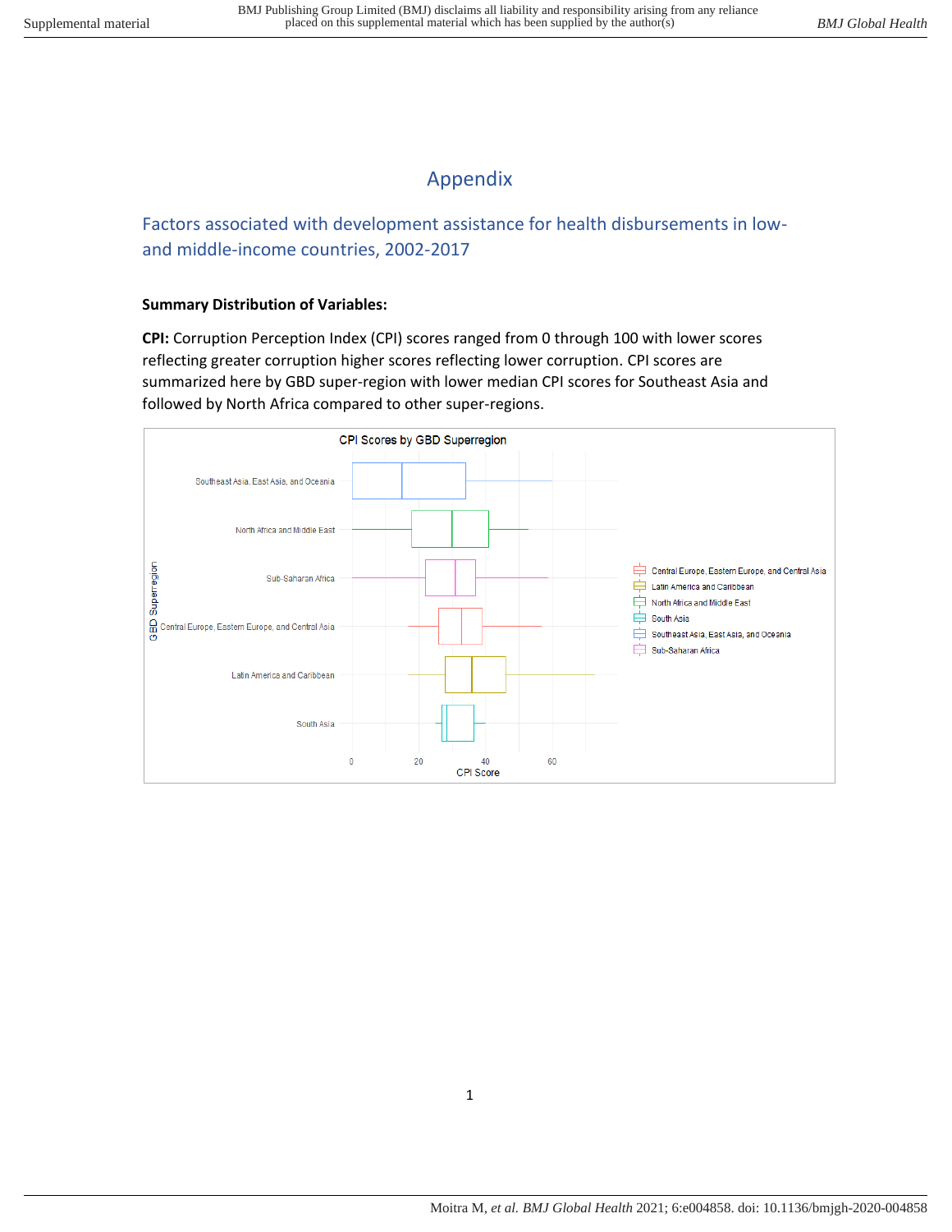# Appendix

## Factors associated with development assistance for health disbursements in low- and middle-income countries, 2002-2017

**Summary Distribution of Variables:**

**CPI:** Corruption Perception Index (CPI) scores ranged from 0 through 100 with lower scores reflecting greater corruption higher scores reflecting lower corruption. CPI scores are summarized here by GBD super-region with lower median CPI scores for Southeast Asia and followed by North Africa compared to other super-regions.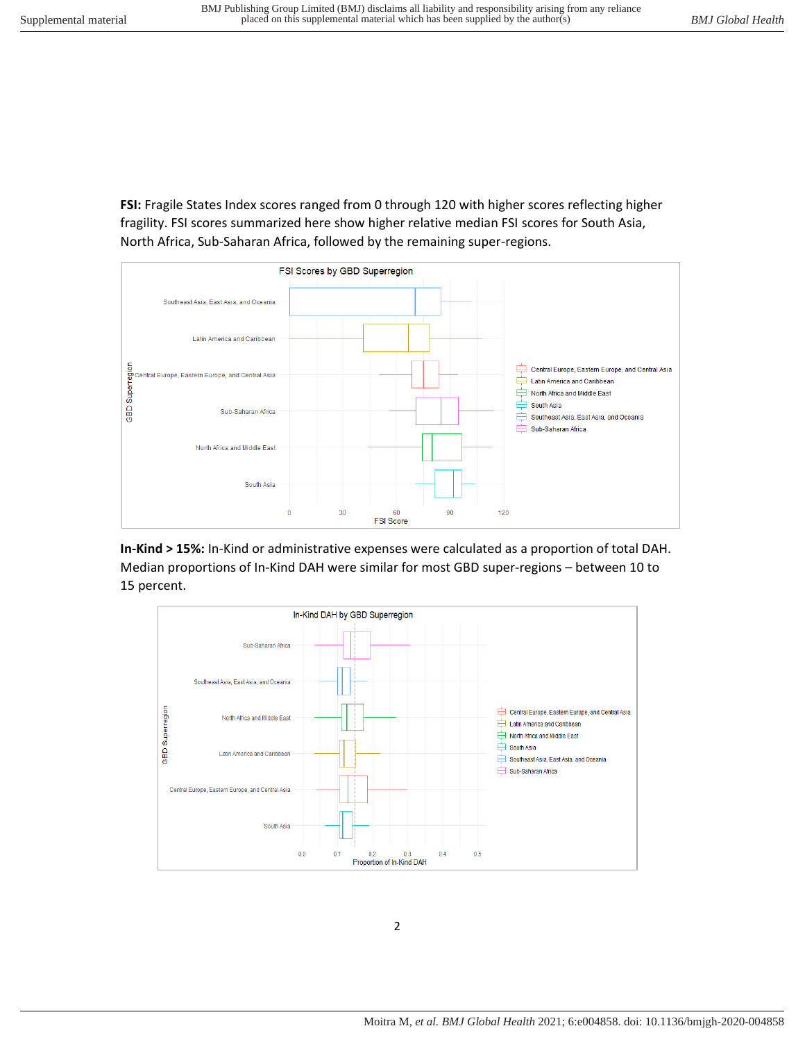**FSI:** Fragile States Index scores ranged from 0 through 120 with higher scores reflecting higher fragility. FSI scores summarized here show higher relative median FSI scores for South Asia, North Africa, Sub-Saharan Africa, followed by the remaining super-regions.

**In-Kind > 15%:** In-Kind or administrative expenses were calculated as a proportion of total DAH. Median proportions of In-Kind DAH were similar for most GBD super-regions – between 10 to 15 percent.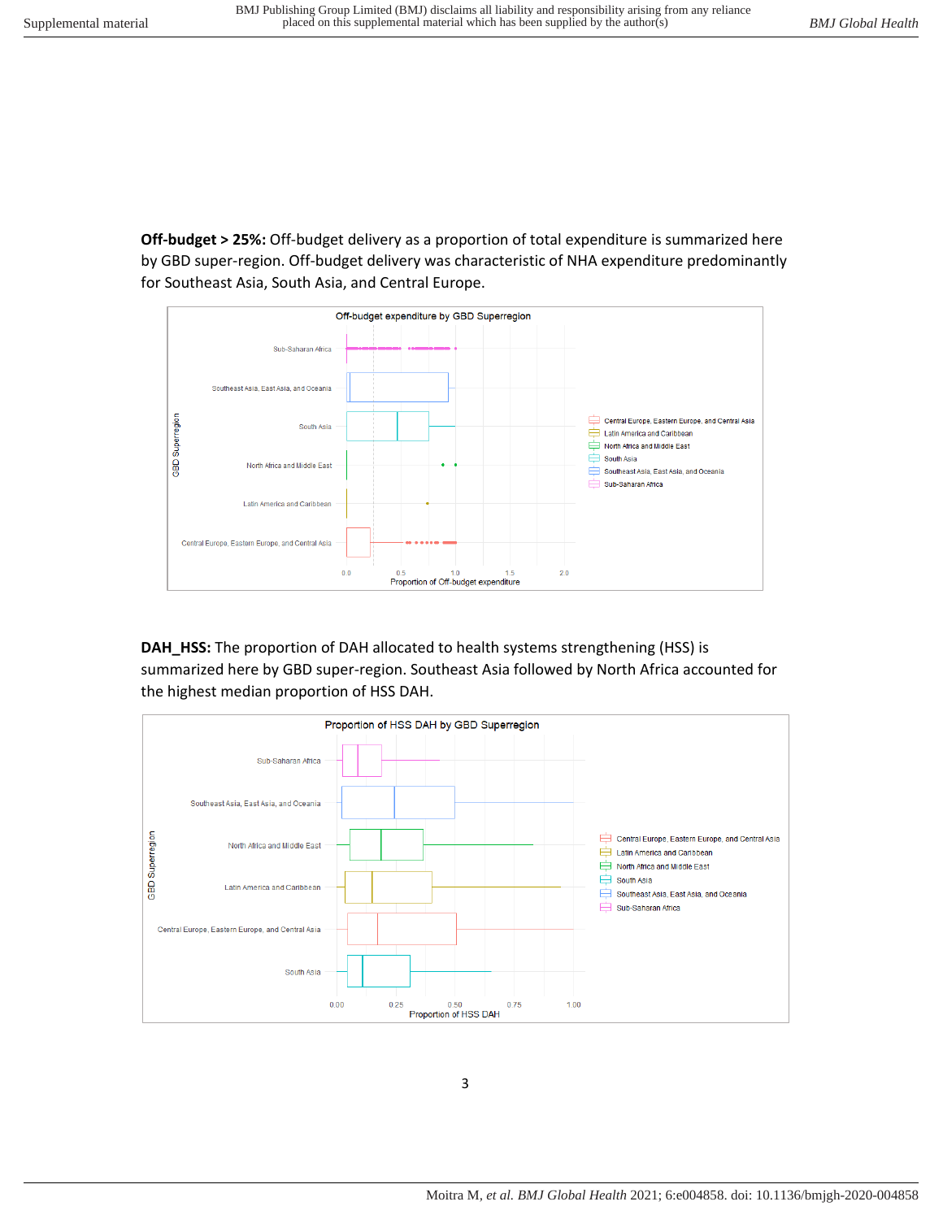**Off-budget > 25%:** Off-budget delivery as a proportion of total expenditure is summarized here by GBD super-region. Off-budget delivery was characteristic of NHA expenditure predominantly for Southeast Asia, South Asia, and Central Europe.

**DAH_HSS:** The proportion of DAH allocated to health systems strengthening (HSS) is summarized here by GBD super-region. Southeast Asia followed by North Africa accounted for the highest median proportion of HSS DAH.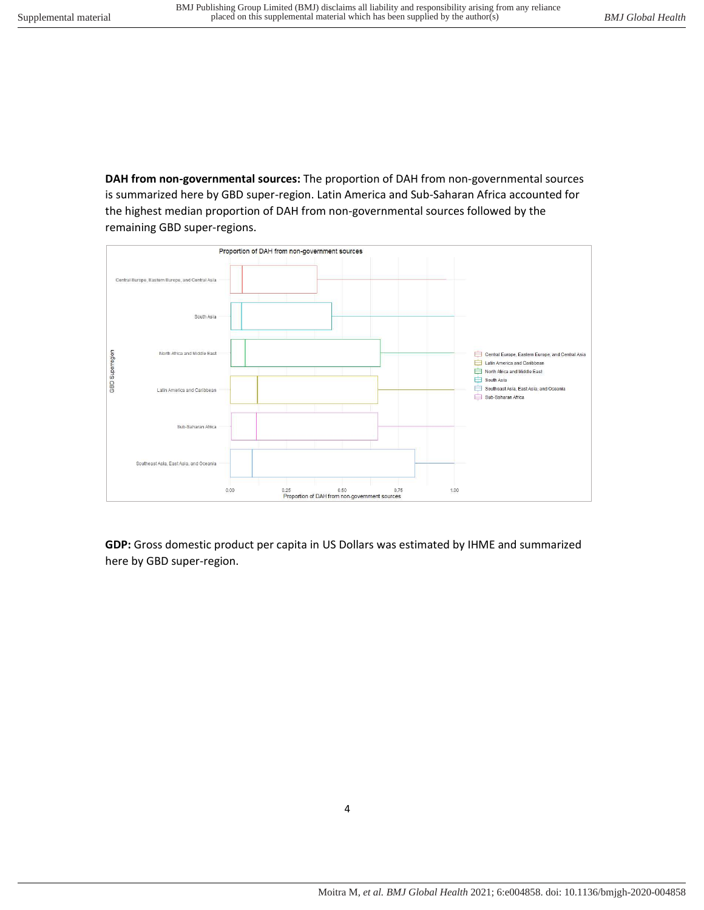**DAH from non-governmental sources:** The proportion of DAH from non-governmental sources is summarized here by GBD super-region. Latin America and Sub-Saharan Africa accounted for the highest median proportion of DAH from non-governmental sources followed by the remaining GBD super-regions.

**GDP:** Gross domestic product per capita in US Dollars was estimated by IHME and summarized here by GBD super-region.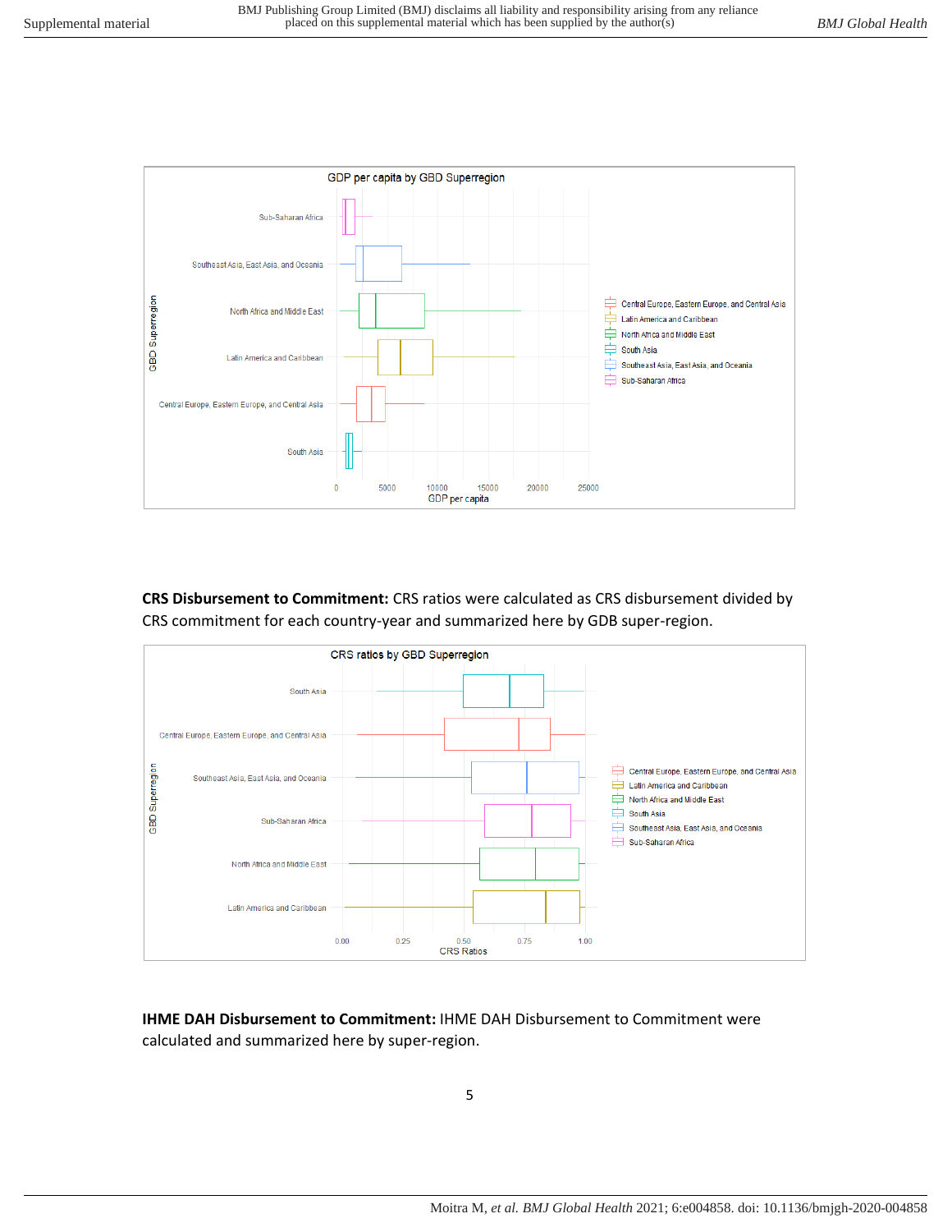GDP per capita by GBD Superregion

**CRS Disbursement to Commitment:** CRS ratios were calculated as CRS disbursement divided by CRS commitment for each country-year and summarized here by GDB super-region.

CRS ratios by GBD Superregion

**IHME DAH Disbursement to Commitment:** IHME DAH Disbursement to Commitment were calculated and summarized here by super-region.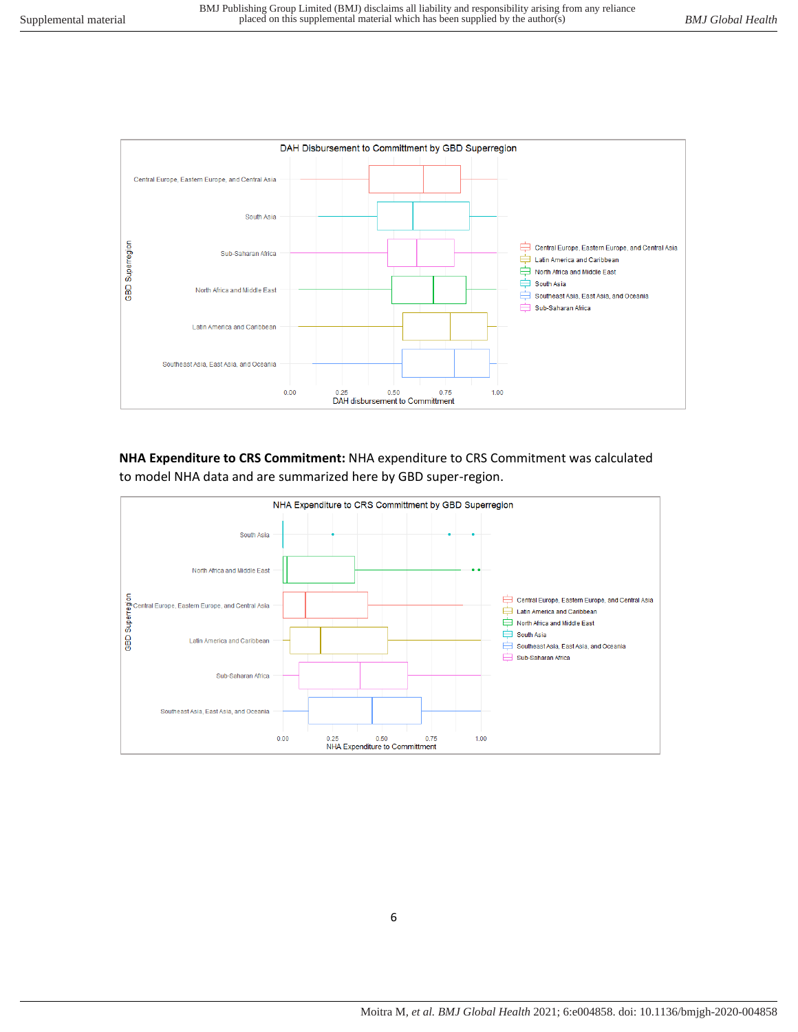**NHA Expenditure to CRS Commitment:** NHA expenditure to CRS Commitment was calculated to model NHA data and are summarized here by GBD super-region.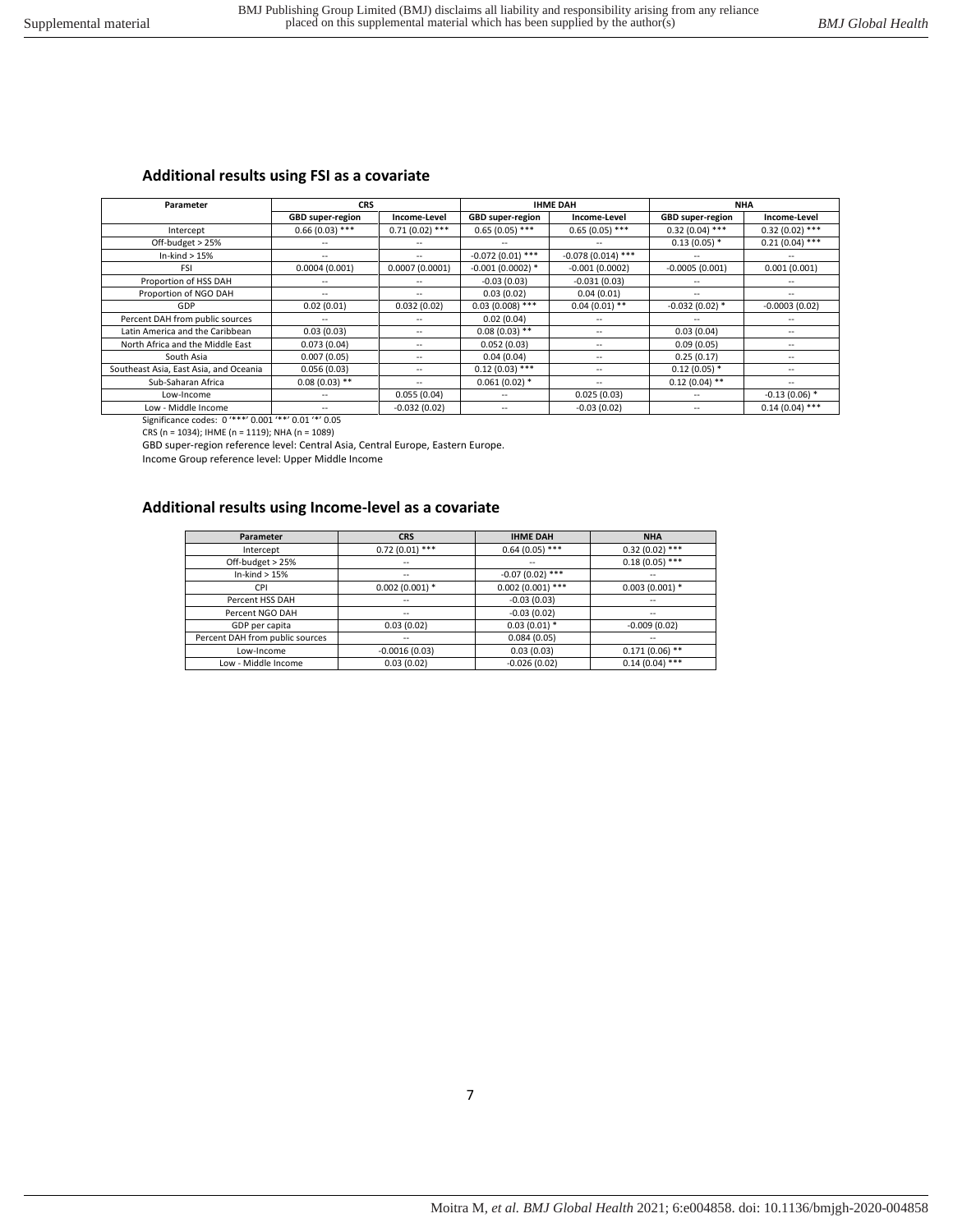## Additional results using FSI as a covariate

| Parameter | CRS | | IHME DAH | | NHA | |
|---|---|---|---|---|---|---|
| | GBD super-region | Income-Level | GBD super-region | Income-Level | GBD super-region | Income-Level |
| Intercept | 0.66 (0.03) *** | 0.71 (0.02) *** | 0.65 (0.05) *** | 0.65 (0.05) *** | 0.32 (0.04) *** | 0.32 (0.02) *** |
| Off-budget > 25% | -- | -- | -- | -- | 0.13 (0.05) * | 0.21 (0.04) *** |
| In-kind > 15% | -- | -- | -0.072 (0.01) *** | -0.078 (0.014) *** | -- | -- |
| FSI | 0.0004 (0.001) | 0.0007 (0.0001) | -0.001 (0.0002) * | -0.001 (0.0002) | -0.0005 (0.001) | 0.001 (0.001) |
| Proportion of HSS DAH | -- | -- | -0.03 (0.03) | -0.031 (0.03) | -- | -- |
| Proportion of NGO DAH | -- | -- | 0.03 (0.02) | 0.04 (0.01) | -- | -- |
| GDP | 0.02 (0.01) | 0.032 (0.02) | 0.03 (0.008) *** | 0.04 (0.01) ** | -0.032 (0.02) * | -0.0003 (0.02) |
| Percent DAH from public sources | -- | -- | 0.02 (0.04) | -- | -- | -- |
| Latin America and the Caribbean | 0.03 (0.03) | -- | 0.08 (0.03) ** | -- | 0.03 (0.04) | -- |
| North Africa and the Middle East | 0.073 (0.04) | -- | 0.052 (0.03) | -- | 0.09 (0.05) | -- |
| South Asia | 0.007 (0.05) | -- | 0.04 (0.04) | -- | 0.25 (0.17) | -- |
| Southeast Asia, East Asia, and Oceania | 0.056 (0.03) | -- | 0.12 (0.03) *** | -- | 0.12 (0.05) * | -- |
| Sub-Saharan Africa | 0.08 (0.03) ** | -- | 0.061 (0.02) * | -- | 0.12 (0.04) ** | -- |
| Low-Income | -- | 0.055 (0.04) | -- | 0.025 (0.03) | -- | -0.13 (0.06) * |
| Low - Middle Income | -- | -0.032 (0.02) | -- | -0.03 (0.02) | -- | 0.14 (0.04) *** |

Significance codes: 0 '***' 0.001 '**' 0.01 '*' 0.05

CRS (n = 1034); IHME (n = 1119); NHA (n = 1089)

GBD super-region reference level: Central Asia, Central Europe, Eastern Europe.

Income Group reference level: Upper Middle Income

## Additional results using Income-level as a covariate

| Parameter | CRS | IHME DAH | NHA |
|---|---|---|---|
| Intercept | 0.72 (0.01) *** | 0.64 (0.05) *** | 0.32 (0.02) *** |
| Off-budget > 25% | -- | -- | 0.18 (0.05) *** |
| In-kind > 15% | -- | -0.07 (0.02) *** | -- |
| CPI | 0.002 (0.001) * | 0.002 (0.001) *** | 0.003 (0.001) * |
| Percent HSS DAH | -- | -0.03 (0.03) | -- |
| Percent NGO DAH | -- | -0.03 (0.02) | -- |
| GDP per capita | 0.03 (0.02) | 0.03 (0.01) * | -0.009 (0.02) |
| Percent DAH from public sources | -- | 0.084 (0.05) | -- |
| Low-Income | -0.0016 (0.03) | 0.03 (0.03) | 0.171 (0.06) ** |
| Low - Middle Income | 0.03 (0.02) | -0.026 (0.02) | 0.14 (0.04) *** |